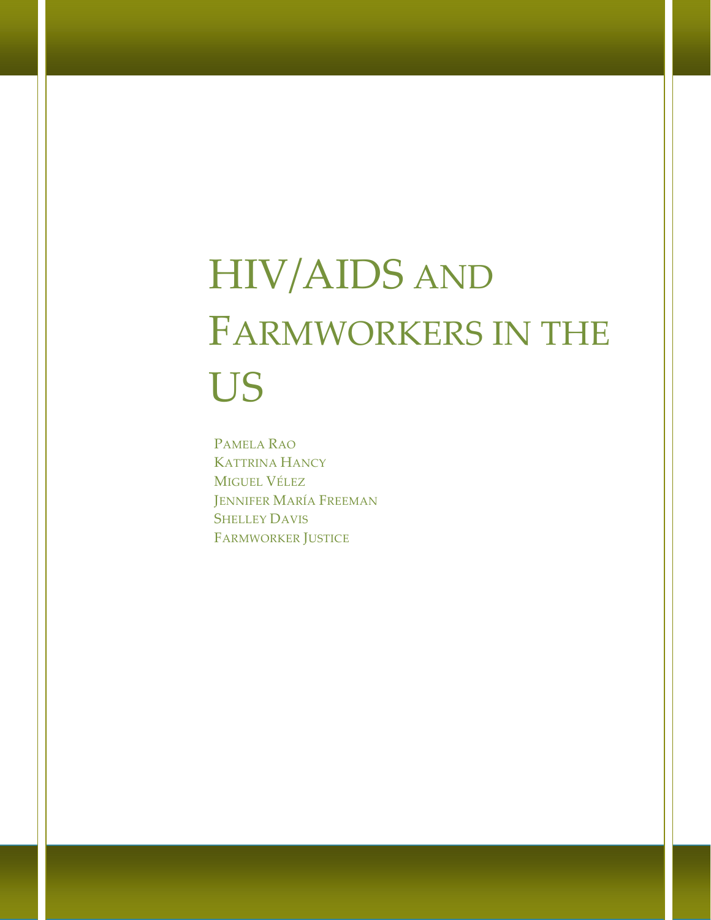# HIV/AIDS and Farmworkers in the US

Pamela Rao
Kattrina Hancy
Miguel Vélez
Jennifer María Freeman
Shelley Davis
Farmworker Justice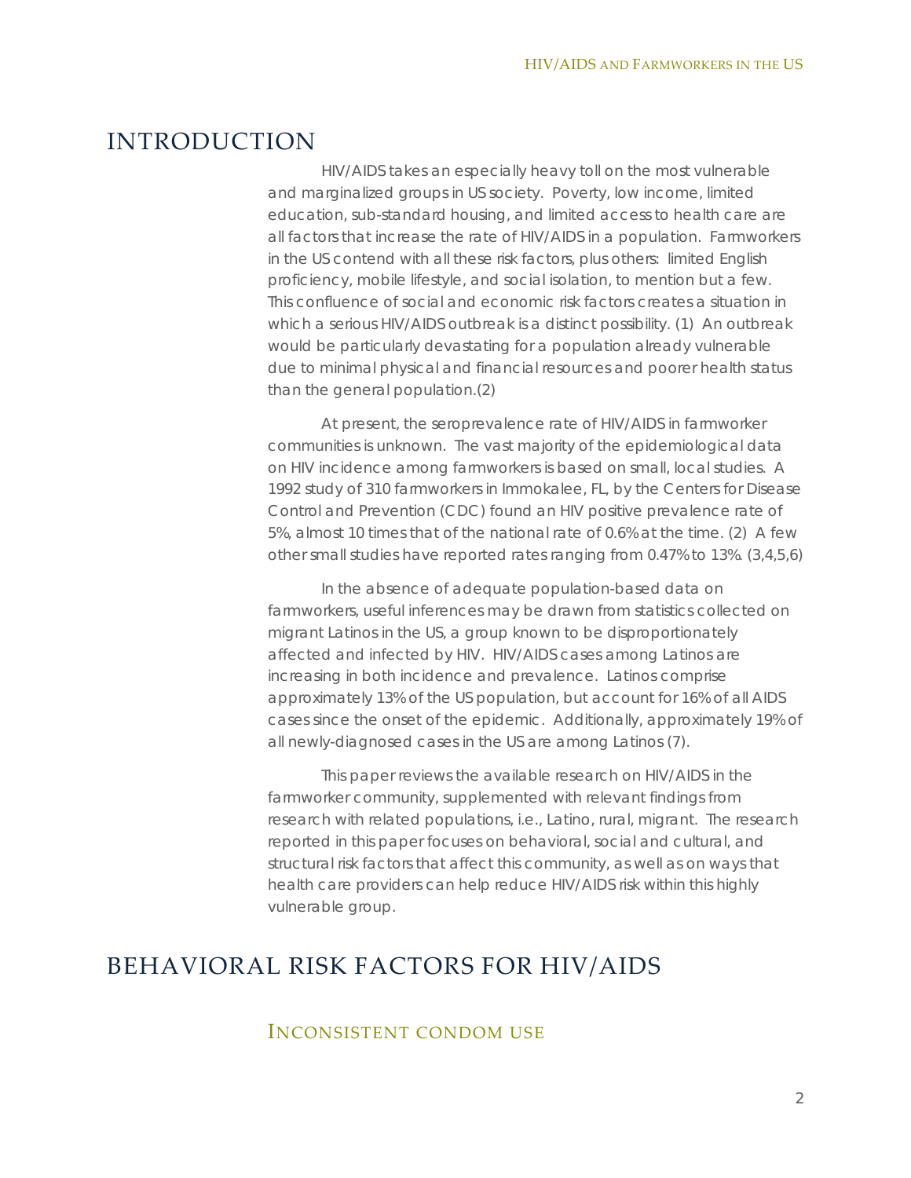# INTRODUCTION

HIV/AIDS takes an especially heavy toll on the most vulnerable and marginalized groups in US society. Poverty, low income, limited education, sub-standard housing, and limited access to health care are all factors that increase the rate of HIV/AIDS in a population. Farmworkers in the US contend with all these risk factors, plus others: limited English proficiency, mobile lifestyle, and social isolation, to mention but a few. This confluence of social and economic risk factors creates a situation in which a serious HIV/AIDS outbreak is a distinct possibility. (1) An outbreak would be particularly devastating for a population already vulnerable due to minimal physical and financial resources and poorer health status than the general population.(2)

At present, the seroprevalence rate of HIV/AIDS in farmworker communities is unknown. The vast majority of the epidemiological data on HIV incidence among farmworkers is based on small, local studies. A 1992 study of 310 farmworkers in Immokalee, FL, by the Centers for Disease Control and Prevention (CDC) found an HIV positive prevalence rate of 5%, almost 10 times that of the national rate of 0.6% at the time. (2) A few other small studies have reported rates ranging from 0.47% to 13%. (3,4,5,6)

In the absence of adequate population-based data on farmworkers, useful inferences may be drawn from statistics collected on migrant Latinos in the US, a group known to be disproportionately affected and infected by HIV. HIV/AIDS cases among Latinos are increasing in both incidence and prevalence. Latinos comprise approximately 13% of the US population, but account for 16% of all AIDS cases since the onset of the epidemic. Additionally, approximately 19% of all newly-diagnosed cases in the US are among Latinos (7).

This paper reviews the available research on HIV/AIDS in the farmworker community, supplemented with relevant findings from research with related populations, i.e., Latino, rural, migrant. The research reported in this paper focuses on behavioral, social and cultural, and structural risk factors that affect this community, as well as on ways that health care providers can help reduce HIV/AIDS risk within this highly vulnerable group.

# BEHAVIORAL RISK FACTORS FOR HIV/AIDS

## Inconsistent condom use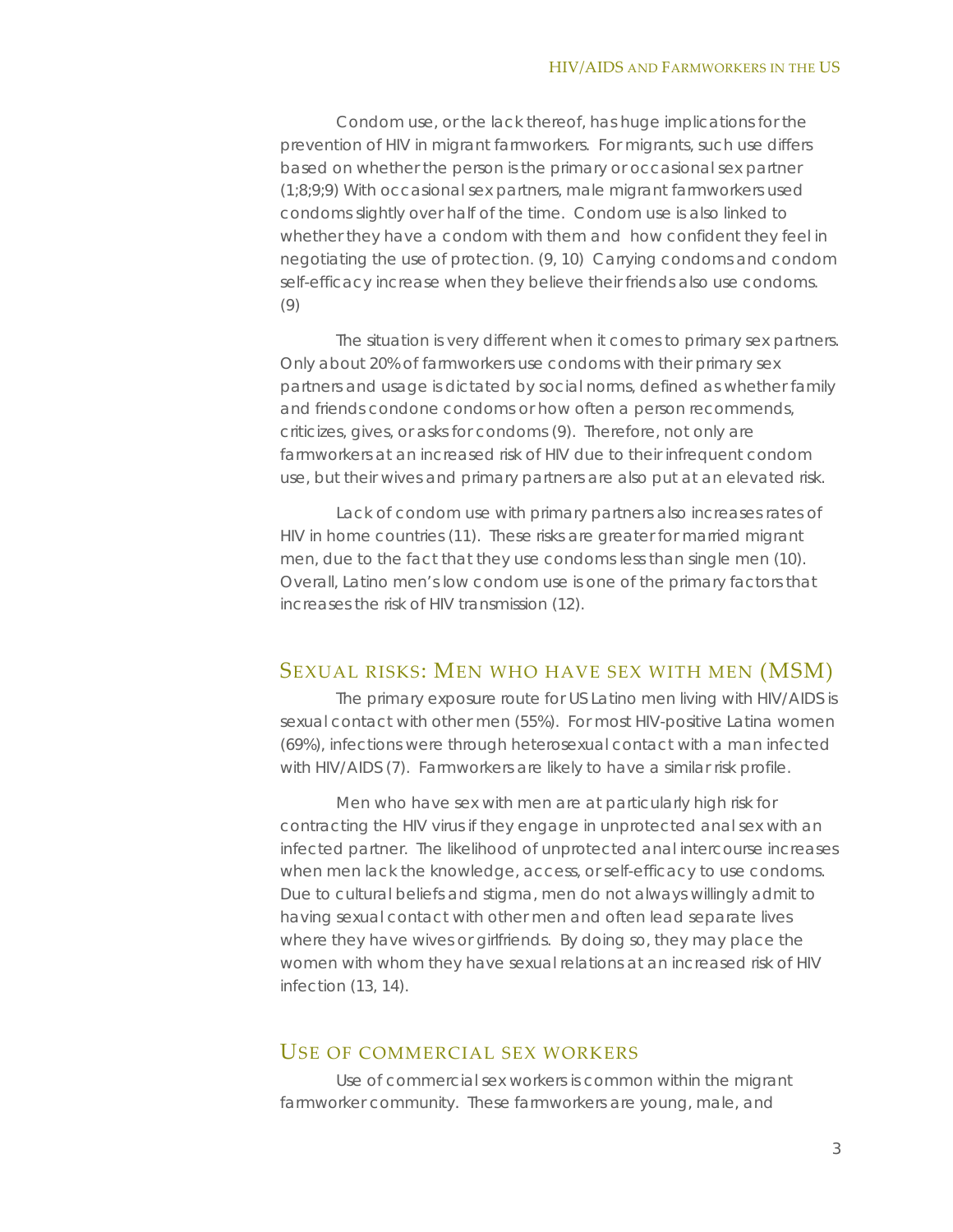Condom use, or the lack thereof, has huge implications for the prevention of HIV in migrant farmworkers. For migrants, such use differs based on whether the person is the primary or occasional sex partner (1;8;9;9) With occasional sex partners, male migrant farmworkers used condoms slightly over half of the time. Condom use is also linked to whether they have a condom with them and how confident they feel in negotiating the use of protection. (9, 10) Carrying condoms and condom self-efficacy increase when they believe their friends also use condoms. (9)

The situation is very different when it comes to primary sex partners. Only about 20% of farmworkers use condoms with their primary sex partners and usage is dictated by social norms, defined as whether family and friends condone condoms or how often a person recommends, criticizes, gives, or asks for condoms (9). Therefore, not only are farmworkers at an increased risk of HIV due to their infrequent condom use, but their wives and primary partners are also put at an elevated risk.

Lack of condom use with primary partners also increases rates of HIV in home countries (11). These risks are greater for married migrant men, due to the fact that they use condoms less than single men (10). Overall, Latino men's low condom use is one of the primary factors that increases the risk of HIV transmission (12).

## Sexual risks: Men who have sex with men (MSM)

The primary exposure route for US Latino men living with HIV/AIDS is sexual contact with other men (55%). For most HIV-positive Latina women (69%), infections were through heterosexual contact with a man infected with HIV/AIDS (7). Farmworkers are likely to have a similar risk profile.

Men who have sex with men are at particularly high risk for contracting the HIV virus if they engage in unprotected anal sex with an infected partner. The likelihood of unprotected anal intercourse increases when men lack the knowledge, access, or self-efficacy to use condoms. Due to cultural beliefs and stigma, men do not always willingly admit to having sexual contact with other men and often lead separate lives where they have wives or girlfriends. By doing so, they may place the women with whom they have sexual relations at an increased risk of HIV infection (13, 14).

## Use of commercial sex workers

Use of commercial sex workers is common within the migrant farmworker community. These farmworkers are young, male, and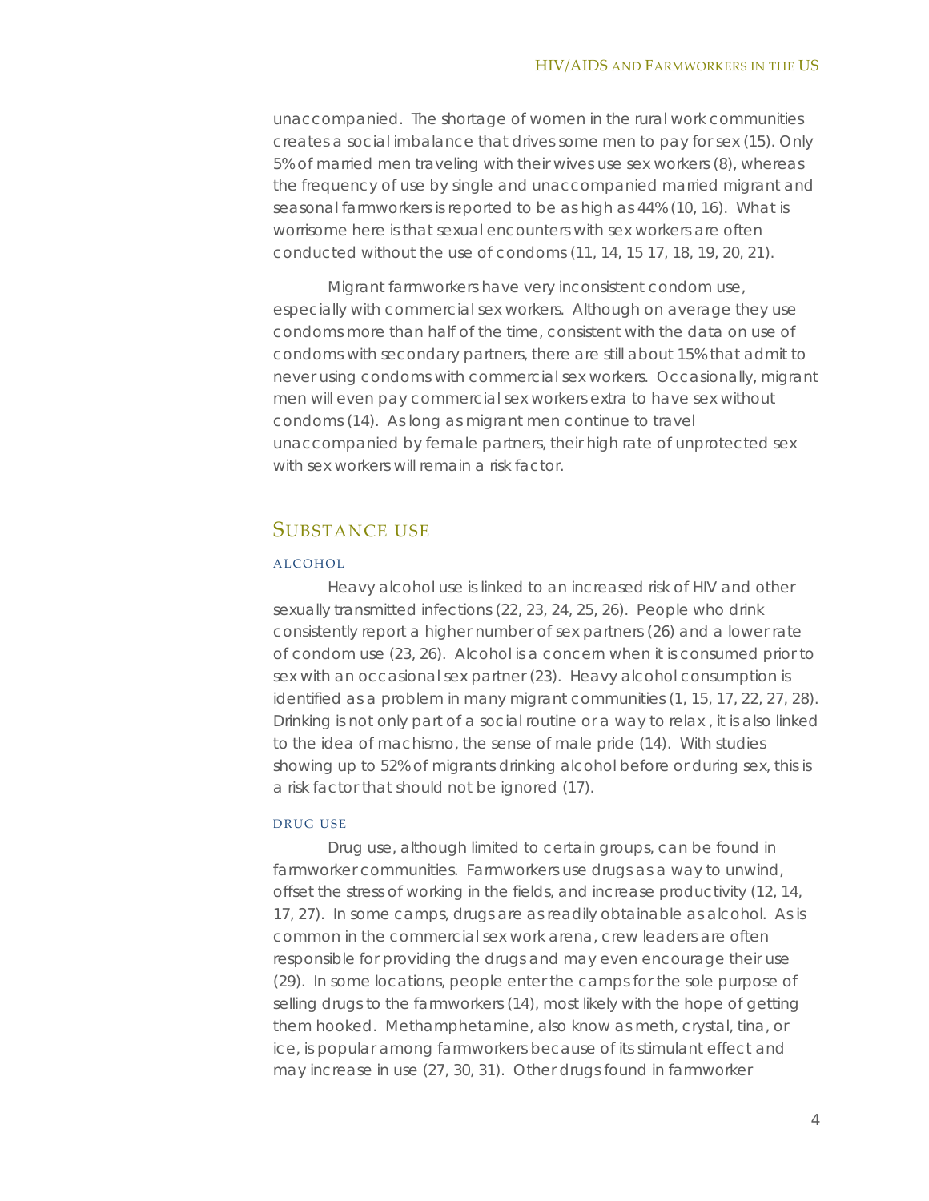unaccompanied. The shortage of women in the rural work communities creates a social imbalance that drives some men to pay for sex (15). Only 5% of married men traveling with their wives use sex workers (8), whereas the frequency of use by single and unaccompanied married migrant and seasonal farmworkers is reported to be as high as 44% (10, 16). What is worrisome here is that sexual encounters with sex workers are often conducted without the use of condoms (11, 14, 15 17, 18, 19, 20, 21).

Migrant farmworkers have very inconsistent condom use, especially with commercial sex workers. Although on average they use condoms more than half of the time, consistent with the data on use of condoms with secondary partners, there are still about 15% that admit to never using condoms with commercial sex workers. Occasionally, migrant men will even pay commercial sex workers extra to have sex without condoms (14). As long as migrant men continue to travel unaccompanied by female partners, their high rate of unprotected sex with sex workers will remain a risk factor.

## Substance Use

### Alcohol

Heavy alcohol use is linked to an increased risk of HIV and other sexually transmitted infections (22, 23, 24, 25, 26). People who drink consistently report a higher number of sex partners (26) and a lower rate of condom use (23, 26). Alcohol is a concern when it is consumed prior to sex with an occasional sex partner (23). Heavy alcohol consumption is identified as a problem in many migrant communities (1, 15, 17, 22, 27, 28). Drinking is not only part of a social routine or a way to relax , it is also linked to the idea of machismo, the sense of male pride (14). With studies showing up to 52% of migrants drinking alcohol before or during sex, this is a risk factor that should not be ignored (17).

### Drug Use

Drug use, although limited to certain groups, can be found in farmworker communities. Farmworkers use drugs as a way to unwind, offset the stress of working in the fields, and increase productivity (12, 14, 17, 27). In some camps, drugs are as readily obtainable as alcohol. As is common in the commercial sex work arena, crew leaders are often responsible for providing the drugs and may even encourage their use (29). In some locations, people enter the camps for the sole purpose of selling drugs to the farmworkers (14), most likely with the hope of getting them hooked. Methamphetamine, also know as meth, crystal, tina, or ice, is popular among farmworkers because of its stimulant effect and may increase in use (27, 30, 31). Other drugs found in farmworker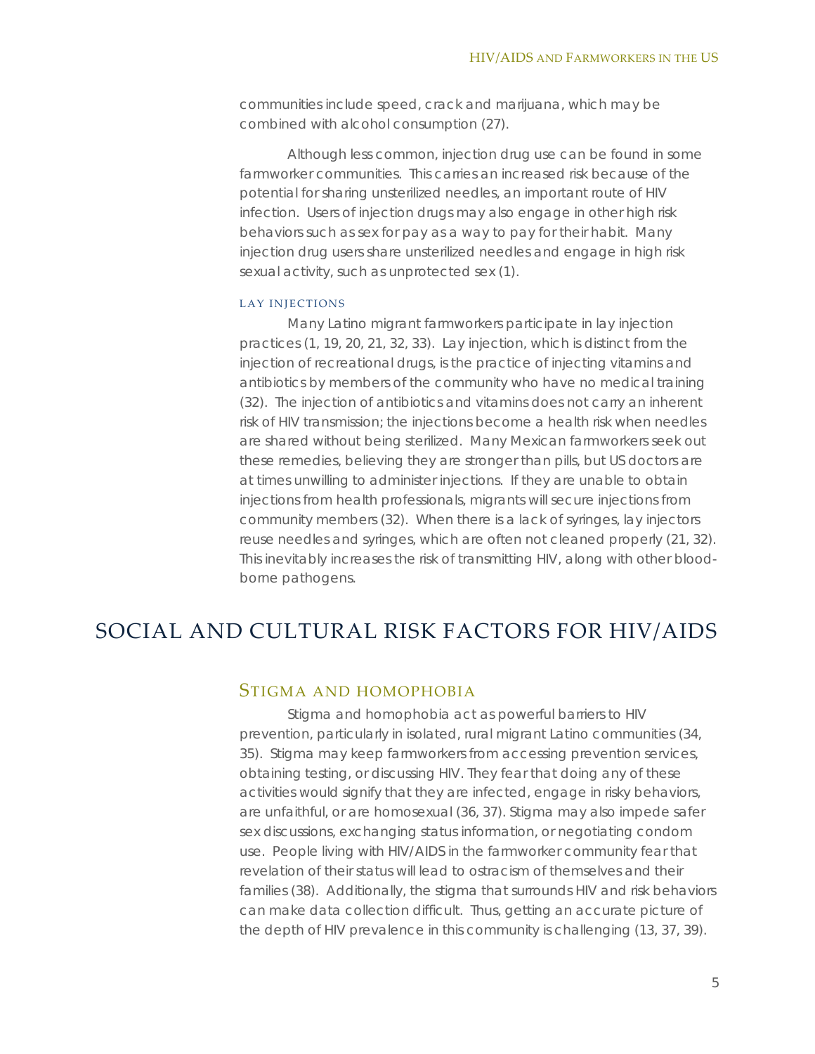communities include speed, crack and marijuana, which may be combined with alcohol consumption (27).

Although less common, injection drug use can be found in some farmworker communities. This carries an increased risk because of the potential for sharing unsterilized needles, an important route of HIV infection. Users of injection drugs may also engage in other high risk behaviors such as sex for pay as a way to pay for their habit. Many injection drug users share unsterilized needles and engage in high risk sexual activity, such as unprotected sex (1).

#### LAY INJECTIONS

Many Latino migrant farmworkers participate in lay injection practices (1, 19, 20, 21, 32, 33). Lay injection, which is distinct from the injection of recreational drugs, is the practice of injecting vitamins and antibiotics by members of the community who have no medical training (32). The injection of antibiotics and vitamins does not carry an inherent risk of HIV transmission; the injections become a health risk when needles are shared without being sterilized. Many Mexican farmworkers seek out these remedies, believing they are stronger than pills, but US doctors are at times unwilling to administer injections. If they are unable to obtain injections from health professionals, migrants will secure injections from community members (32). When there is a lack of syringes, lay injectors reuse needles and syringes, which are often not cleaned properly (21, 32). This inevitably increases the risk of transmitting HIV, along with other blood-borne pathogens.

# SOCIAL AND CULTURAL RISK FACTORS FOR HIV/AIDS

## STIGMA AND HOMOPHOBIA

Stigma and homophobia act as powerful barriers to HIV prevention, particularly in isolated, rural migrant Latino communities (34, 35). Stigma may keep farmworkers from accessing prevention services, obtaining testing, or discussing HIV. They fear that doing any of these activities would signify that they are infected, engage in risky behaviors, are unfaithful, or are homosexual (36, 37). Stigma may also impede safer sex discussions, exchanging status information, or negotiating condom use. People living with HIV/AIDS in the farmworker community fear that revelation of their status will lead to ostracism of themselves and their families (38). Additionally, the stigma that surrounds HIV and risk behaviors can make data collection difficult. Thus, getting an accurate picture of the depth of HIV prevalence in this community is challenging (13, 37, 39).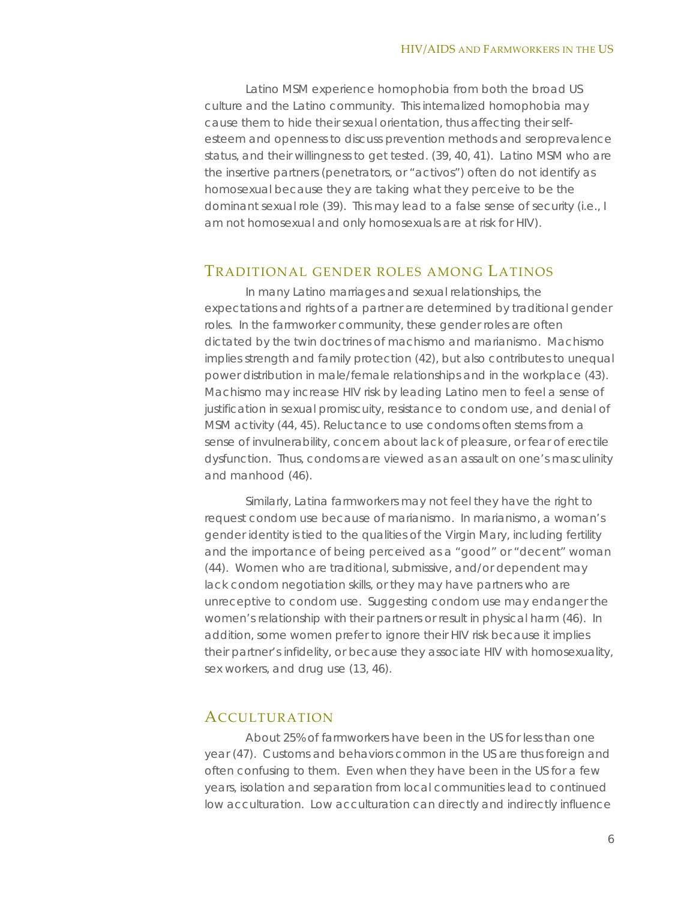Latino MSM experience homophobia from both the broad US culture and the Latino community. This internalized homophobia may cause them to hide their sexual orientation, thus affecting their self-esteem and openness to discuss prevention methods and seroprevalence status, and their willingness to get tested. (39, 40, 41). Latino MSM who are the insertive partners (penetrators, or "activos") often do not identify as homosexual because they are taking what they perceive to be the dominant sexual role (39). This may lead to a false sense of security (i.e., I am not homosexual and only homosexuals are at risk for HIV).

## Traditional gender roles among Latinos

In many Latino marriages and sexual relationships, the expectations and rights of a partner are determined by traditional gender roles. In the farmworker community, these gender roles are often dictated by the twin doctrines of machismo and marianismo. Machismo implies strength and family protection (42), but also contributes to unequal power distribution in male/female relationships and in the workplace (43). Machismo may increase HIV risk by leading Latino men to feel a sense of justification in sexual promiscuity, resistance to condom use, and denial of MSM activity (44, 45). Reluctance to use condoms often stems from a sense of invulnerability, concern about lack of pleasure, or fear of erectile dysfunction. Thus, condoms are viewed as an assault on one's masculinity and manhood (46).

Similarly, Latina farmworkers may not feel they have the right to request condom use because of marianismo. In marianismo, a woman's gender identity is tied to the qualities of the Virgin Mary, including fertility and the importance of being perceived as a "good" or "decent" woman (44). Women who are traditional, submissive, and/or dependent may lack condom negotiation skills, or they may have partners who are unreceptive to condom use. Suggesting condom use may endanger the women's relationship with their partners or result in physical harm (46). In addition, some women prefer to ignore their HIV risk because it implies their partner's infidelity, or because they associate HIV with homosexuality, sex workers, and drug use (13, 46).

## Acculturation

About 25% of farmworkers have been in the US for less than one year (47). Customs and behaviors common in the US are thus foreign and often confusing to them. Even when they have been in the US for a few years, isolation and separation from local communities lead to continued low acculturation. Low acculturation can directly and indirectly influence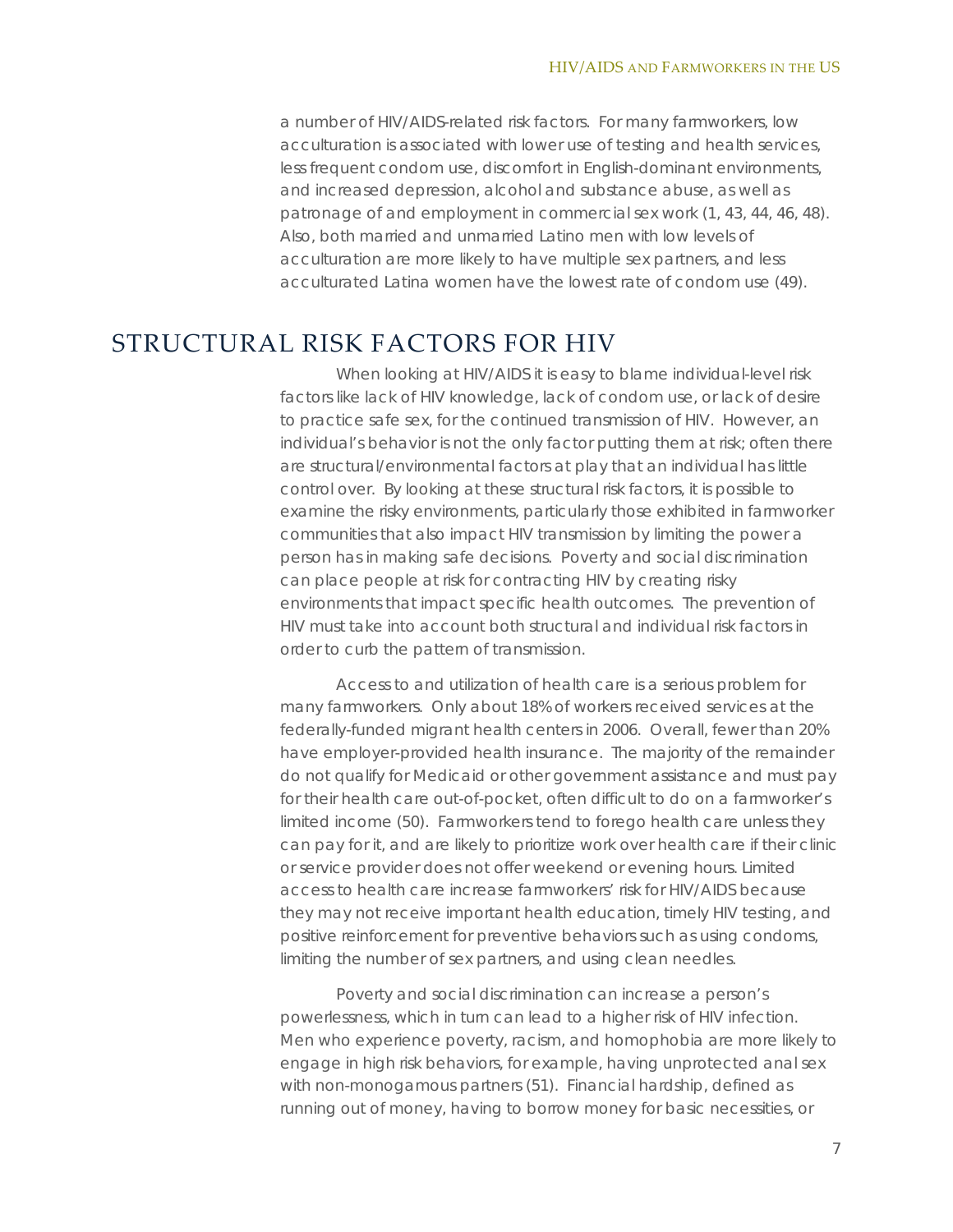a number of HIV/AIDS-related risk factors. For many farmworkers, low acculturation is associated with lower use of testing and health services, less frequent condom use, discomfort in English-dominant environments, and increased depression, alcohol and substance abuse, as well as patronage of and employment in commercial sex work (1, 43, 44, 46, 48). Also, both married and unmarried Latino men with low levels of acculturation are more likely to have multiple sex partners, and less acculturated Latina women have the lowest rate of condom use (49).

## STRUCTURAL RISK FACTORS FOR HIV

When looking at HIV/AIDS it is easy to blame individual-level risk factors like lack of HIV knowledge, lack of condom use, or lack of desire to practice safe sex, for the continued transmission of HIV. However, an individual's behavior is not the only factor putting them at risk; often there are structural/environmental factors at play that an individual has little control over. By looking at these structural risk factors, it is possible to examine the risky environments, particularly those exhibited in farmworker communities that also impact HIV transmission by limiting the power a person has in making safe decisions. Poverty and social discrimination can place people at risk for contracting HIV by creating risky environments that impact specific health outcomes. The prevention of HIV must take into account both structural and individual risk factors in order to curb the pattern of transmission.

Access to and utilization of health care is a serious problem for many farmworkers. Only about 18% of workers received services at the federally-funded migrant health centers in 2006. Overall, fewer than 20% have employer-provided health insurance. The majority of the remainder do not qualify for Medicaid or other government assistance and must pay for their health care out-of-pocket, often difficult to do on a farmworker's limited income (50). Farmworkers tend to forego health care unless they can pay for it, and are likely to prioritize work over health care if their clinic or service provider does not offer weekend or evening hours. Limited access to health care increase farmworkers' risk for HIV/AIDS because they may not receive important health education, timely HIV testing, and positive reinforcement for preventive behaviors such as using condoms, limiting the number of sex partners, and using clean needles.

Poverty and social discrimination can increase a person's powerlessness, which in turn can lead to a higher risk of HIV infection. Men who experience poverty, racism, and homophobia are more likely to engage in high risk behaviors, for example, having unprotected anal sex with non-monogamous partners (51). Financial hardship, defined as running out of money, having to borrow money for basic necessities, or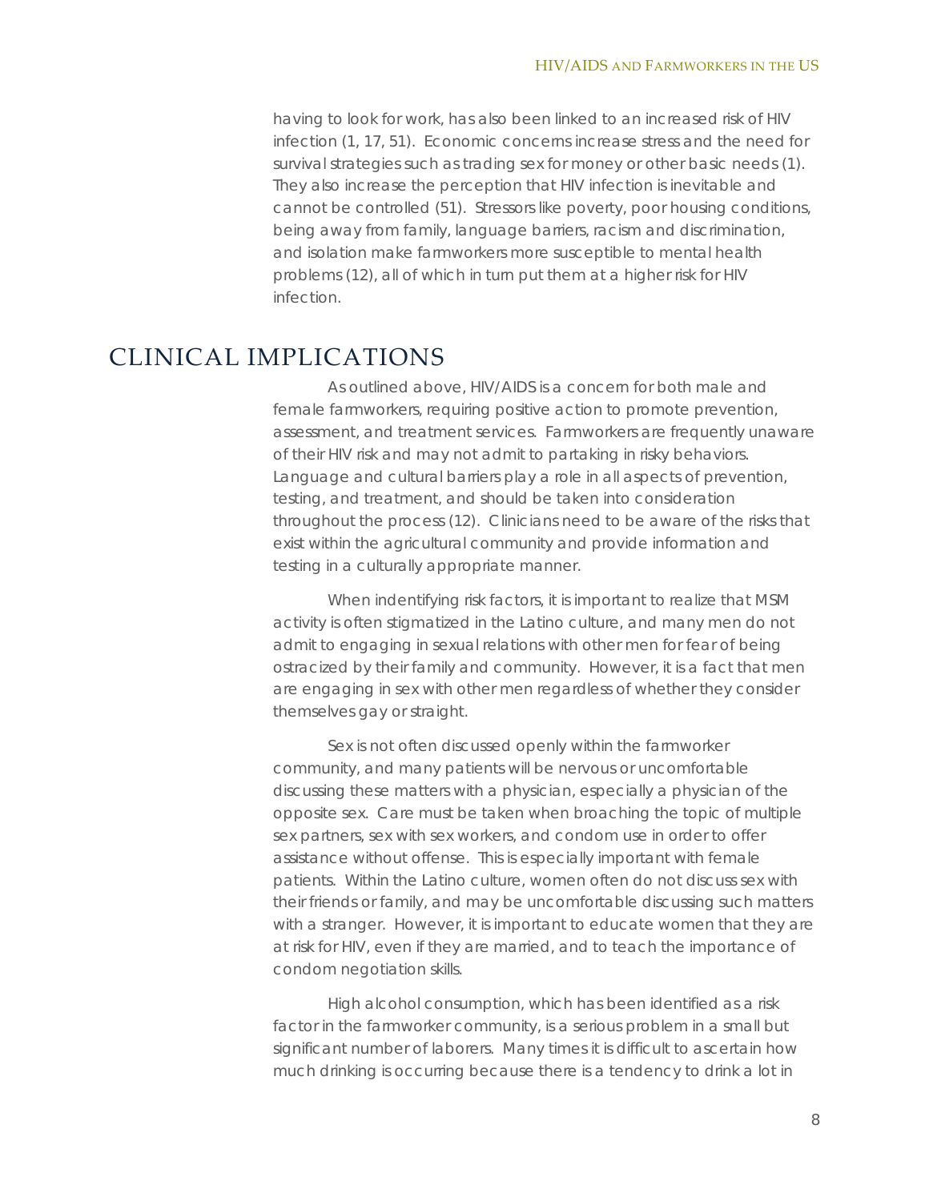having to look for work, has also been linked to an increased risk of HIV infection (1, 17, 51). Economic concerns increase stress and the need for survival strategies such as trading sex for money or other basic needs (1). They also increase the perception that HIV infection is inevitable and cannot be controlled (51). Stressors like poverty, poor housing conditions, being away from family, language barriers, racism and discrimination, and isolation make farmworkers more susceptible to mental health problems (12), all of which in turn put them at a higher risk for HIV infection.

# CLINICAL IMPLICATIONS

As outlined above, HIV/AIDS is a concern for both male and female farmworkers, requiring positive action to promote prevention, assessment, and treatment services. Farmworkers are frequently unaware of their HIV risk and may not admit to partaking in risky behaviors. Language and cultural barriers play a role in all aspects of prevention, testing, and treatment, and should be taken into consideration throughout the process (12). Clinicians need to be aware of the risks that exist within the agricultural community and provide information and testing in a culturally appropriate manner.

When indentifying risk factors, it is important to realize that MSM activity is often stigmatized in the Latino culture, and many men do not admit to engaging in sexual relations with other men for fear of being ostracized by their family and community. However, it is a fact that men are engaging in sex with other men regardless of whether they consider themselves gay or straight.

Sex is not often discussed openly within the farmworker community, and many patients will be nervous or uncomfortable discussing these matters with a physician, especially a physician of the opposite sex. Care must be taken when broaching the topic of multiple sex partners, sex with sex workers, and condom use in order to offer assistance without offense. This is especially important with female patients. Within the Latino culture, women often do not discuss sex with their friends or family, and may be uncomfortable discussing such matters with a stranger. However, it is important to educate women that they are at risk for HIV, even if they are married, and to teach the importance of condom negotiation skills.

High alcohol consumption, which has been identified as a risk factor in the farmworker community, is a serious problem in a small but significant number of laborers. Many times it is difficult to ascertain how much drinking is occurring because there is a tendency to drink a lot in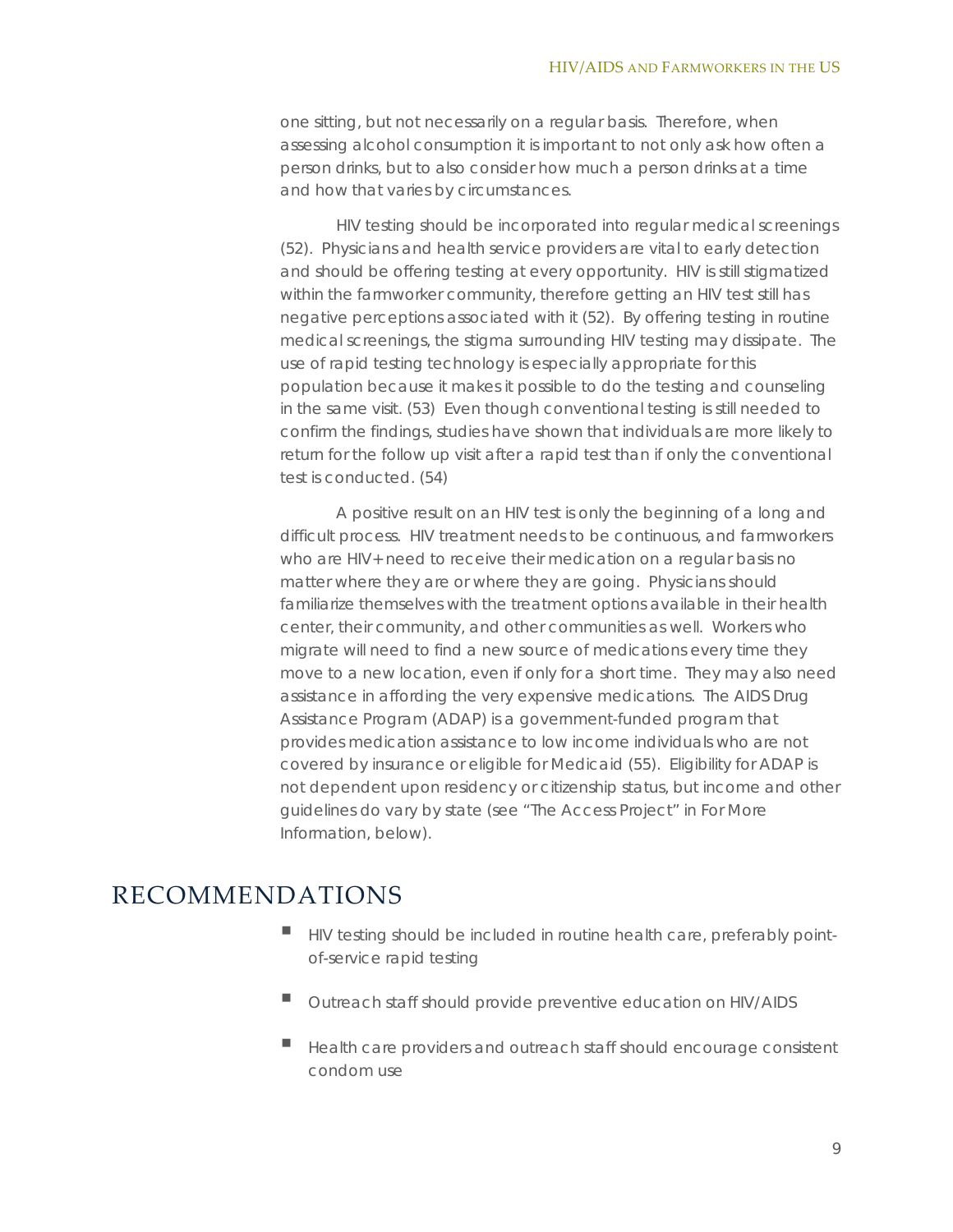one sitting, but not necessarily on a regular basis. Therefore, when assessing alcohol consumption it is important to not only ask how often a person drinks, but to also consider how much a person drinks at a time and how that varies by circumstances.

HIV testing should be incorporated into regular medical screenings (52). Physicians and health service providers are vital to early detection and should be offering testing at every opportunity. HIV is still stigmatized within the farmworker community, therefore getting an HIV test still has negative perceptions associated with it (52). By offering testing in routine medical screenings, the stigma surrounding HIV testing may dissipate. The use of rapid testing technology is especially appropriate for this population because it makes it possible to do the testing and counseling in the same visit. (53) Even though conventional testing is still needed to confirm the findings, studies have shown that individuals are more likely to return for the follow up visit after a rapid test than if only the conventional test is conducted. (54)

A positive result on an HIV test is only the beginning of a long and difficult process. HIV treatment needs to be continuous, and farmworkers who are HIV+ need to receive their medication on a regular basis no matter where they are or where they are going. Physicians should familiarize themselves with the treatment options available in their health center, their community, and other communities as well. Workers who migrate will need to find a new source of medications every time they move to a new location, even if only for a short time. They may also need assistance in affording the very expensive medications. The AIDS Drug Assistance Program (ADAP) is a government-funded program that provides medication assistance to low income individuals who are not covered by insurance or eligible for Medicaid (55). Eligibility for ADAP is not dependent upon residency or citizenship status, but income and other guidelines do vary by state (see "The Access Project" in For More Information, below).

# RECOMMENDATIONS

- HIV testing should be included in routine health care, preferably point-of-service rapid testing
- Outreach staff should provide preventive education on HIV/AIDS
- Health care providers and outreach staff should encourage consistent condom use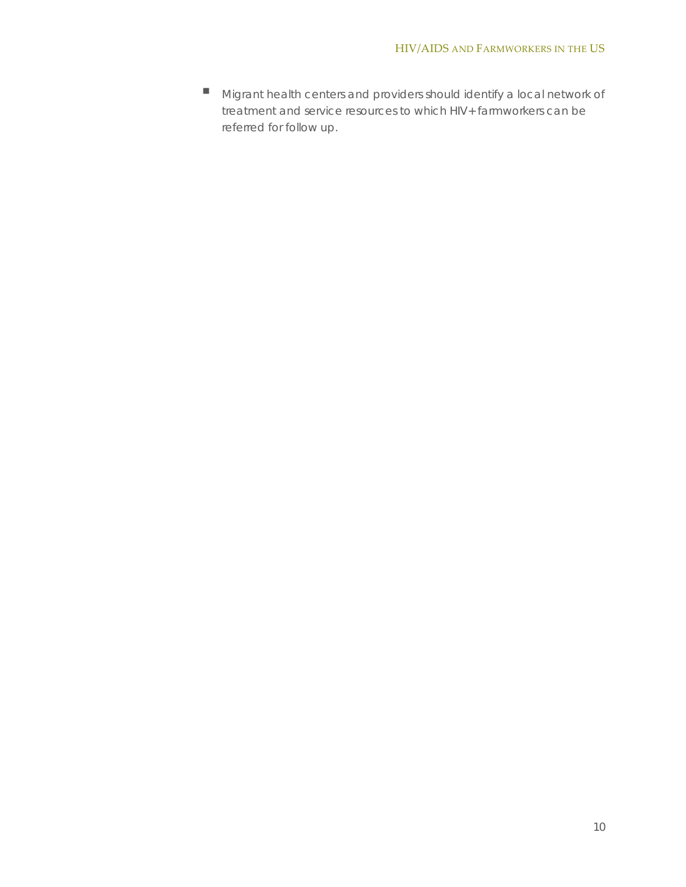- Migrant health centers and providers should identify a local network of treatment and service resources to which HIV+ farmworkers can be referred for follow up.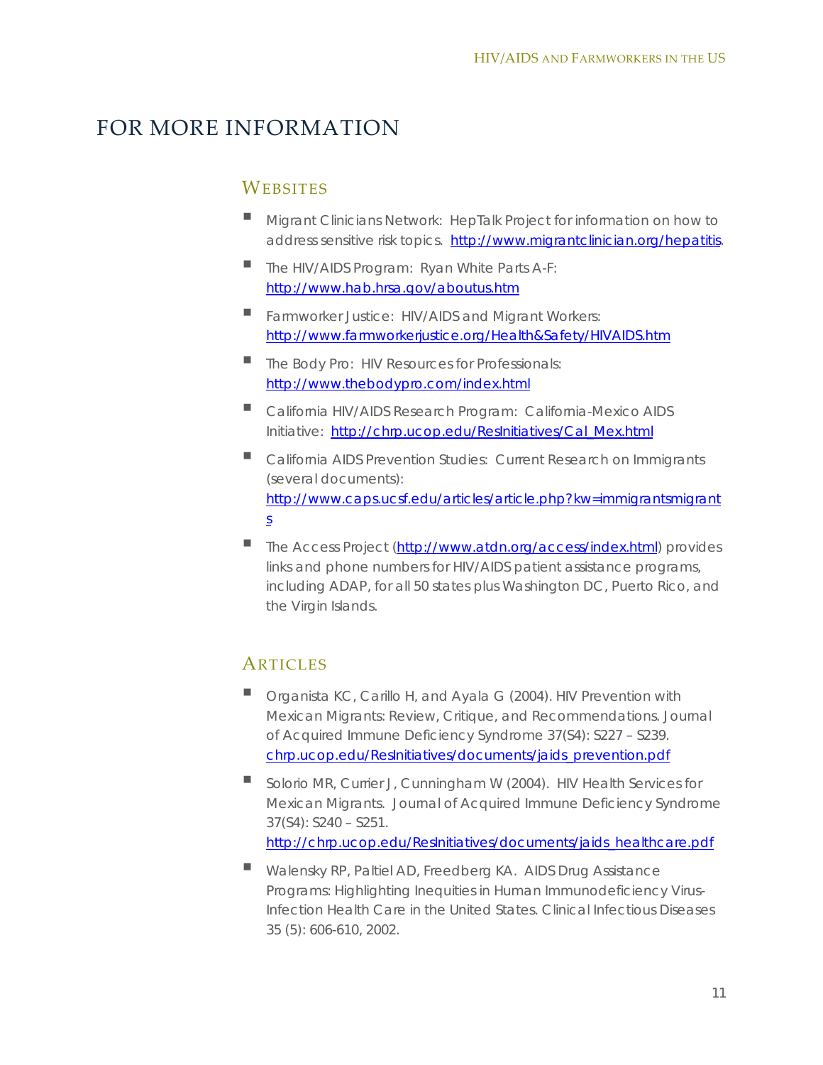# FOR MORE INFORMATION

## WEBSITES

- Migrant Clinicians Network: HepTalk Project for information on how to address sensitive risk topics. http://www.migrantclinician.org/hepatitis.
- The HIV/AIDS Program: Ryan White Parts A-F: http://www.hab.hrsa.gov/aboutus.htm
- Farmworker Justice: HIV/AIDS and Migrant Workers: http://www.farmworkerjustice.org/Health&Safety/HIVAIDS.htm
- The Body Pro: HIV Resources for Professionals: http://www.thebodypro.com/index.html
- California HIV/AIDS Research Program: California-Mexico AIDS Initiative: http://chrp.ucop.edu/ResInitiatives/Cal_Mex.html
- California AIDS Prevention Studies: Current Research on Immigrants (several documents): http://www.caps.ucsf.edu/articles/article.php?kw=immigrantsmigrants
- The Access Project (http://www.atdn.org/access/index.html) provides links and phone numbers for HIV/AIDS patient assistance programs, including ADAP, for all 50 states plus Washington DC, Puerto Rico, and the Virgin Islands.

## ARTICLES

- Organista KC, Carillo H, and Ayala G (2004). HIV Prevention with Mexican Migrants: Review, Critique, and Recommendations. Journal of Acquired Immune Deficiency Syndrome 37(S4): S227 – S239. chrp.ucop.edu/ResInitiatives/documents/jaids_prevention.pdf
- Solorio MR, Currier J, Cunningham W (2004). HIV Health Services for Mexican Migrants. Journal of Acquired Immune Deficiency Syndrome 37(S4): S240 – S251. http://chrp.ucop.edu/ResInitiatives/documents/jaids_healthcare.pdf
- Walensky RP, Paltiel AD, Freedberg KA. AIDS Drug Assistance Programs: Highlighting Inequities in Human Immunodeficiency Virus-Infection Health Care in the United States. Clinical Infectious Diseases 35 (5): 606-610, 2002.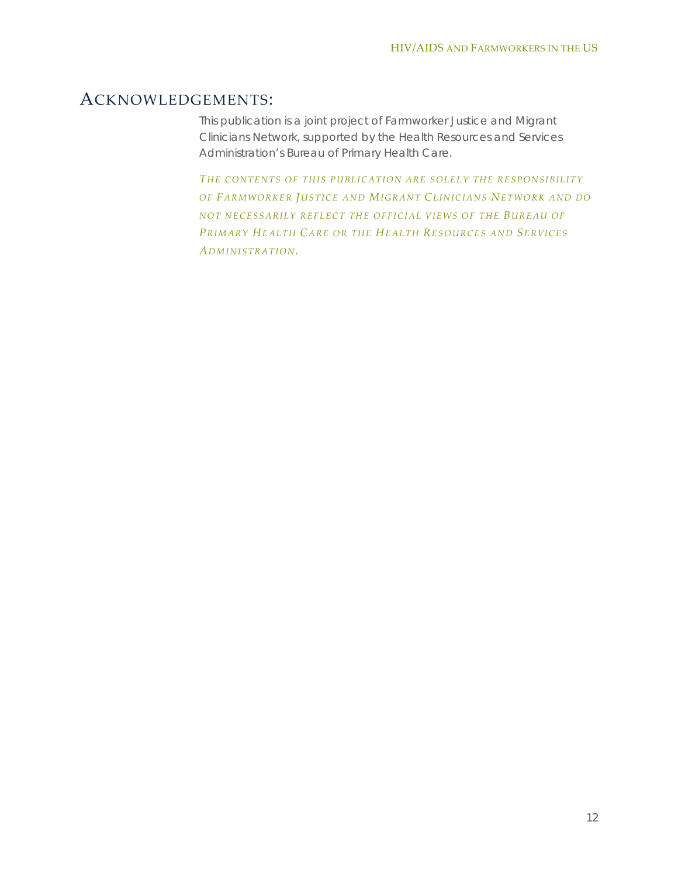# Acknowledgements:

This publication is a joint project of Farmworker Justice and Migrant Clinicians Network, supported by the Health Resources and Services Administration's Bureau of Primary Health Care.

*The contents of this publication are solely the responsibility of Farmworker Justice and Migrant Clinicians Network and do not necessarily reflect the official views of the Bureau of Primary Health Care or the Health Resources and Services Administration.*